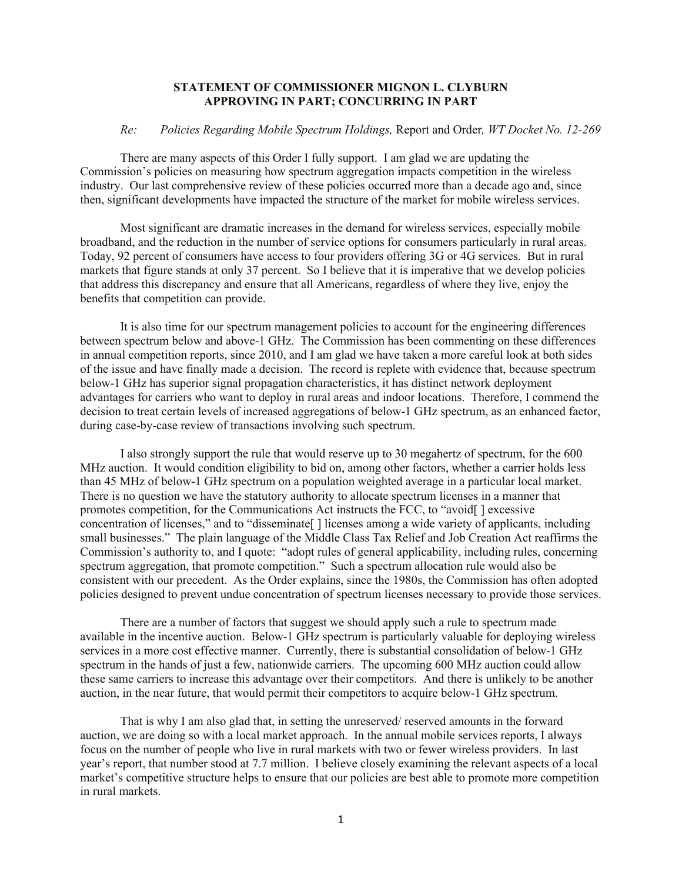**STATEMENT OF COMMISSIONER MIGNON L. CLYBURN APPROVING IN PART; CONCURRING IN PART**

*Re: Policies Regarding Mobile Spectrum Holdings,* Report and Order*, WT Docket No. 12-269*

There are many aspects of this Order I fully support. I am glad we are updating the Commission's policies on measuring how spectrum aggregation impacts competition in the wireless industry. Our last comprehensive review of these policies occurred more than a decade ago and, since then, significant developments have impacted the structure of the market for mobile wireless services.

Most significant are dramatic increases in the demand for wireless services, especially mobile broadband, and the reduction in the number of service options for consumers particularly in rural areas. Today, 92 percent of consumers have access to four providers offering 3G or 4G services. But in rural markets that figure stands at only 37 percent. So I believe that it is imperative that we develop policies that address this discrepancy and ensure that all Americans, regardless of where they live, enjoy the benefits that competition can provide.

It is also time for our spectrum management policies to account for the engineering differences between spectrum below and above-1 GHz. The Commission has been commenting on these differences in annual competition reports, since 2010, and I am glad we have taken a more careful look at both sides of the issue and have finally made a decision. The record is replete with evidence that, because spectrum below-1 GHz has superior signal propagation characteristics, it has distinct network deployment advantages for carriers who want to deploy in rural areas and indoor locations. Therefore, I commend the decision to treat certain levels of increased aggregations of below-1 GHz spectrum, as an enhanced factor, during case-by-case review of transactions involving such spectrum.

I also strongly support the rule that would reserve up to 30 megahertz of spectrum, for the 600 MHz auction. It would condition eligibility to bid on, among other factors, whether a carrier holds less than 45 MHz of below-1 GHz spectrum on a population weighted average in a particular local market. There is no question we have the statutory authority to allocate spectrum licenses in a manner that promotes competition, for the Communications Act instructs the FCC, to "avoid[ ] excessive concentration of licenses," and to "disseminate[ ] licenses among a wide variety of applicants, including small businesses." The plain language of the Middle Class Tax Relief and Job Creation Act reaffirms the Commission's authority to, and I quote: "adopt rules of general applicability, including rules, concerning spectrum aggregation, that promote competition." Such a spectrum allocation rule would also be consistent with our precedent. As the Order explains, since the 1980s, the Commission has often adopted policies designed to prevent undue concentration of spectrum licenses necessary to provide those services.

There are a number of factors that suggest we should apply such a rule to spectrum made available in the incentive auction. Below-1 GHz spectrum is particularly valuable for deploying wireless services in a more cost effective manner. Currently, there is substantial consolidation of below-1 GHz spectrum in the hands of just a few, nationwide carriers. The upcoming 600 MHz auction could allow these same carriers to increase this advantage over their competitors. And there is unlikely to be another auction, in the near future, that would permit their competitors to acquire below-1 GHz spectrum.

That is why I am also glad that, in setting the unreserved/ reserved amounts in the forward auction, we are doing so with a local market approach. In the annual mobile services reports, I always focus on the number of people who live in rural markets with two or fewer wireless providers. In last year's report, that number stood at 7.7 million. I believe closely examining the relevant aspects of a local market's competitive structure helps to ensure that our policies are best able to promote more competition in rural markets.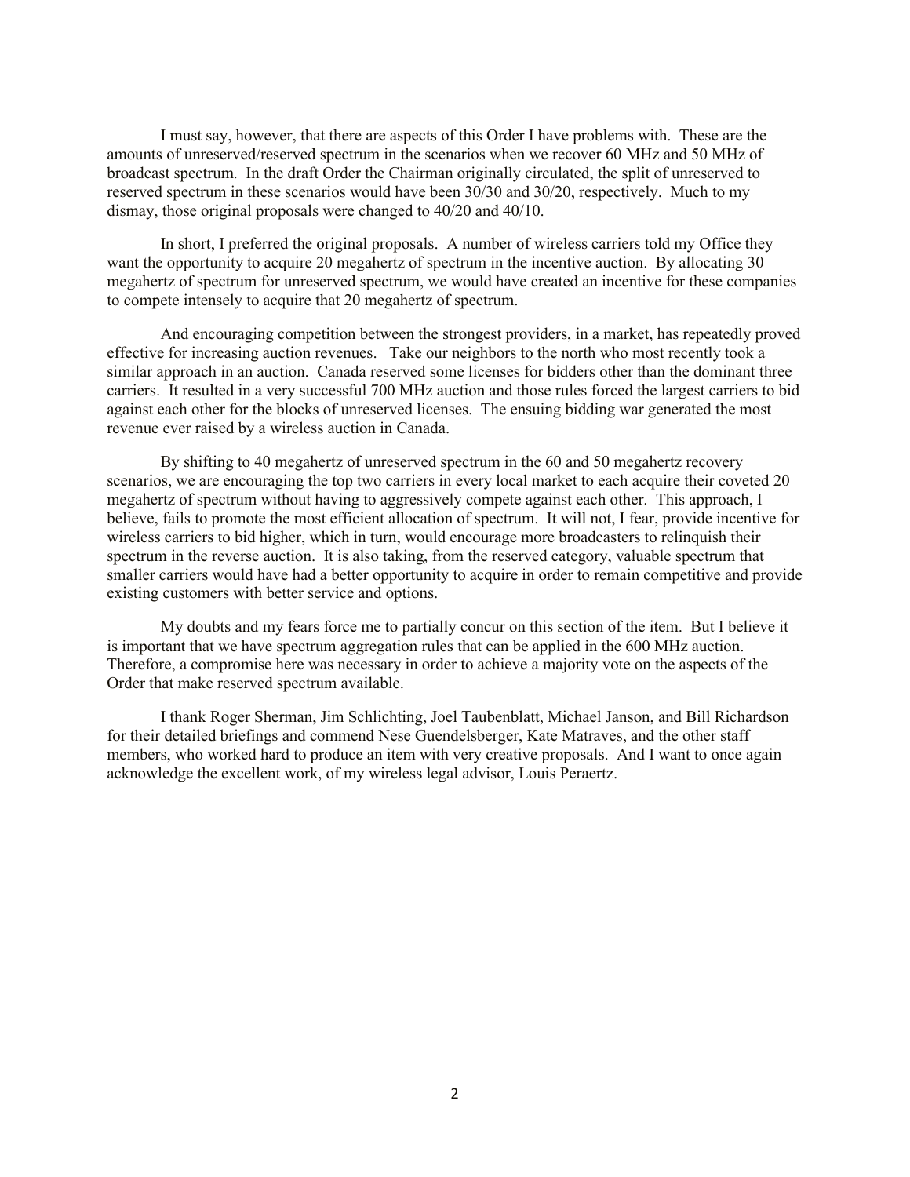I must say, however, that there are aspects of this Order I have problems with. These are the amounts of unreserved/reserved spectrum in the scenarios when we recover 60 MHz and 50 MHz of broadcast spectrum. In the draft Order the Chairman originally circulated, the split of unreserved to reserved spectrum in these scenarios would have been 30/30 and 30/20, respectively. Much to my dismay, those original proposals were changed to 40/20 and 40/10.

In short, I preferred the original proposals. A number of wireless carriers told my Office they want the opportunity to acquire 20 megahertz of spectrum in the incentive auction. By allocating 30 megahertz of spectrum for unreserved spectrum, we would have created an incentive for these companies to compete intensely to acquire that 20 megahertz of spectrum.

And encouraging competition between the strongest providers, in a market, has repeatedly proved effective for increasing auction revenues. Take our neighbors to the north who most recently took a similar approach in an auction. Canada reserved some licenses for bidders other than the dominant three carriers. It resulted in a very successful 700 MHz auction and those rules forced the largest carriers to bid against each other for the blocks of unreserved licenses. The ensuing bidding war generated the most revenue ever raised by a wireless auction in Canada.

By shifting to 40 megahertz of unreserved spectrum in the 60 and 50 megahertz recovery scenarios, we are encouraging the top two carriers in every local market to each acquire their coveted 20 megahertz of spectrum without having to aggressively compete against each other. This approach, I believe, fails to promote the most efficient allocation of spectrum. It will not, I fear, provide incentive for wireless carriers to bid higher, which in turn, would encourage more broadcasters to relinquish their spectrum in the reverse auction. It is also taking, from the reserved category, valuable spectrum that smaller carriers would have had a better opportunity to acquire in order to remain competitive and provide existing customers with better service and options.

My doubts and my fears force me to partially concur on this section of the item. But I believe it is important that we have spectrum aggregation rules that can be applied in the 600 MHz auction. Therefore, a compromise here was necessary in order to achieve a majority vote on the aspects of the Order that make reserved spectrum available.

I thank Roger Sherman, Jim Schlichting, Joel Taubenblatt, Michael Janson, and Bill Richardson for their detailed briefings and commend Nese Guendelsberger, Kate Matraves, and the other staff members, who worked hard to produce an item with very creative proposals. And I want to once again acknowledge the excellent work, of my wireless legal advisor, Louis Peraertz.